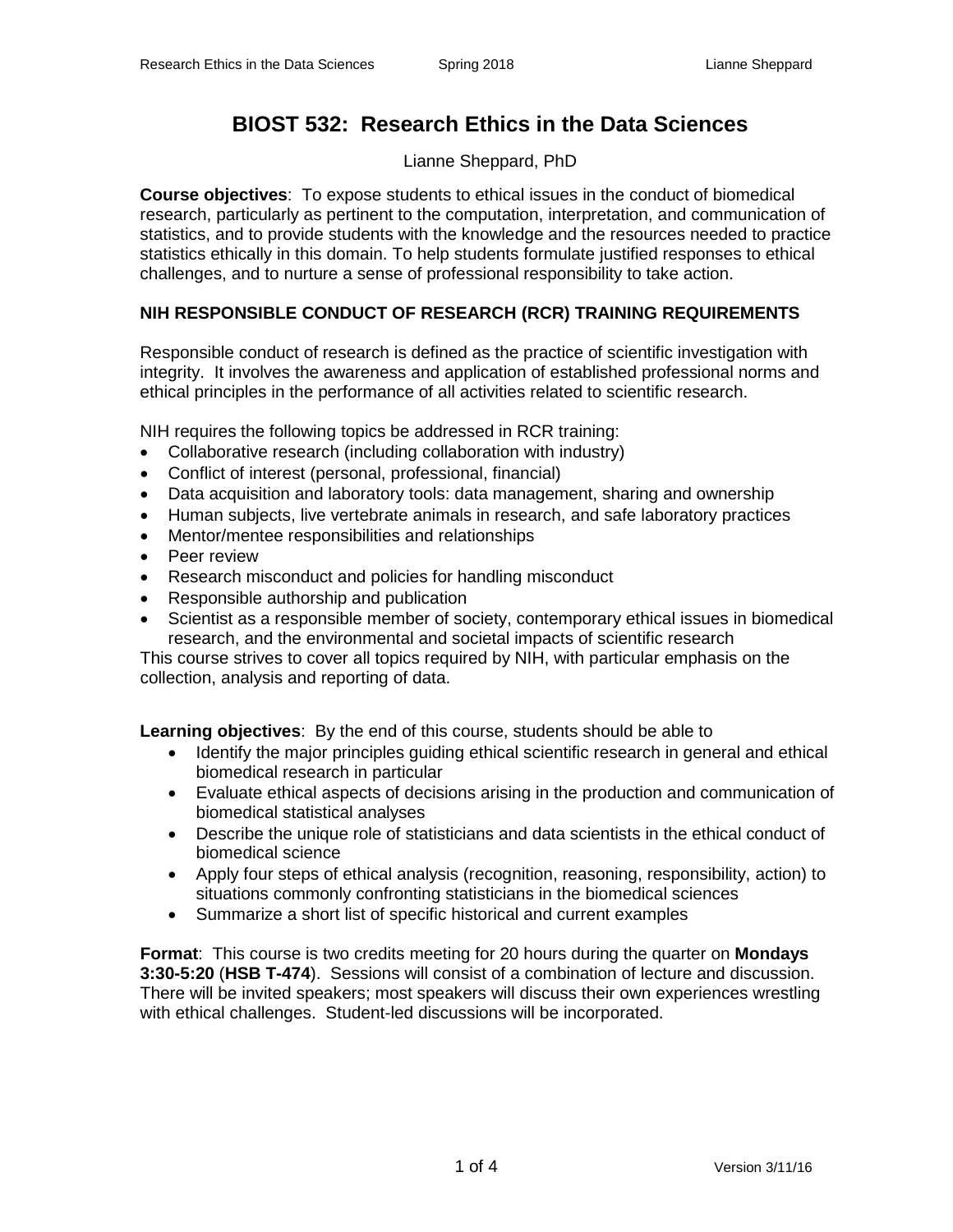# BIOST 532: Research Ethics in the Data Sciences

Lianne Sheppard, PhD

**Course objectives**: To expose students to ethical issues in the conduct of biomedical research, particularly as pertinent to the computation, interpretation, and communication of statistics, and to provide students with the knowledge and the resources needed to practice statistics ethically in this domain. To help students formulate justified responses to ethical challenges, and to nurture a sense of professional responsibility to take action.

## NIH RESPONSIBLE CONDUCT OF RESEARCH (RCR) TRAINING REQUIREMENTS

Responsible conduct of research is defined as the practice of scientific investigation with integrity. It involves the awareness and application of established professional norms and ethical principles in the performance of all activities related to scientific research.

NIH requires the following topics be addressed in RCR training:

- Collaborative research (including collaboration with industry)
- Conflict of interest (personal, professional, financial)
- Data acquisition and laboratory tools: data management, sharing and ownership
- Human subjects, live vertebrate animals in research, and safe laboratory practices
- Mentor/mentee responsibilities and relationships
- Peer review
- Research misconduct and policies for handling misconduct
- Responsible authorship and publication
- Scientist as a responsible member of society, contemporary ethical issues in biomedical research, and the environmental and societal impacts of scientific research

This course strives to cover all topics required by NIH, with particular emphasis on the collection, analysis and reporting of data.

**Learning objectives**: By the end of this course, students should be able to

- Identify the major principles guiding ethical scientific research in general and ethical biomedical research in particular
- Evaluate ethical aspects of decisions arising in the production and communication of biomedical statistical analyses
- Describe the unique role of statisticians and data scientists in the ethical conduct of biomedical science
- Apply four steps of ethical analysis (recognition, reasoning, responsibility, action) to situations commonly confronting statisticians in the biomedical sciences
- Summarize a short list of specific historical and current examples

**Format**: This course is two credits meeting for 20 hours during the quarter on **Mondays 3:30-5:20** (**HSB T-474**). Sessions will consist of a combination of lecture and discussion. There will be invited speakers; most speakers will discuss their own experiences wrestling with ethical challenges. Student-led discussions will be incorporated.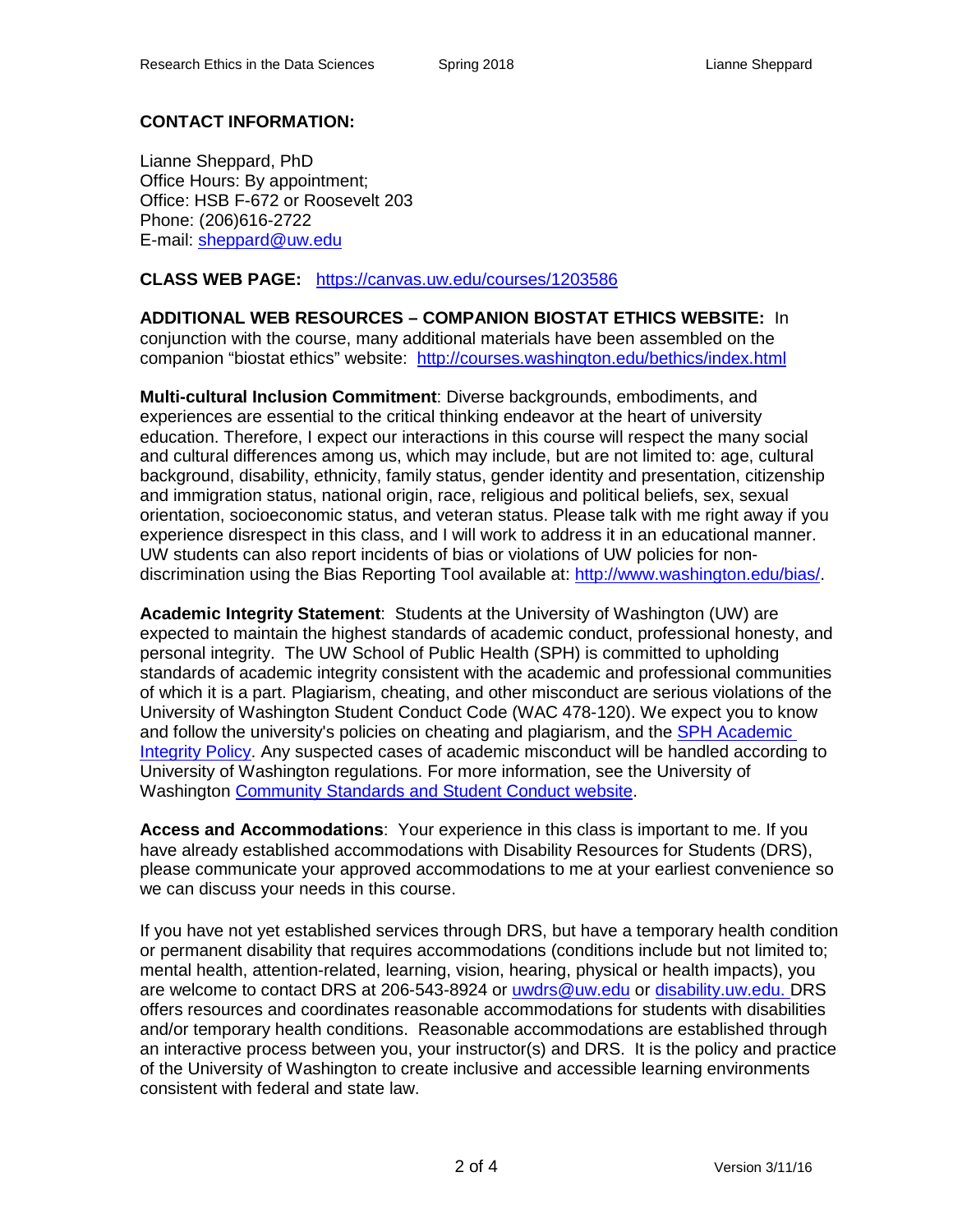**CONTACT INFORMATION:**

Lianne Sheppard, PhD
Office Hours: By appointment;
Office: HSB F-672 or Roosevelt 203
Phone: (206)616-2722
E-mail: sheppard@uw.edu

**CLASS WEB PAGE:** https://canvas.uw.edu/courses/1203586

**ADDITIONAL WEB RESOURCES – COMPANION BIOSTAT ETHICS WEBSITE:** In conjunction with the course, many additional materials have been assembled on the companion "biostat ethics" website: http://courses.washington.edu/bethics/index.html

**Multi-cultural Inclusion Commitment**: Diverse backgrounds, embodiments, and experiences are essential to the critical thinking endeavor at the heart of university education. Therefore, I expect our interactions in this course will respect the many social and cultural differences among us, which may include, but are not limited to: age, cultural background, disability, ethnicity, family status, gender identity and presentation, citizenship and immigration status, national origin, race, religious and political beliefs, sex, sexual orientation, socioeconomic status, and veteran status. Please talk with me right away if you experience disrespect in this class, and I will work to address it in an educational manner. UW students can also report incidents of bias or violations of UW policies for non-discrimination using the Bias Reporting Tool available at: http://www.washington.edu/bias/.

**Academic Integrity Statement**: Students at the University of Washington (UW) are expected to maintain the highest standards of academic conduct, professional honesty, and personal integrity. The UW School of Public Health (SPH) is committed to upholding standards of academic integrity consistent with the academic and professional communities of which it is a part. Plagiarism, cheating, and other misconduct are serious violations of the University of Washington Student Conduct Code (WAC 478-120). We expect you to know and follow the university's policies on cheating and plagiarism, and the SPH Academic Integrity Policy. Any suspected cases of academic misconduct will be handled according to University of Washington regulations. For more information, see the University of Washington Community Standards and Student Conduct website.

**Access and Accommodations**: Your experience in this class is important to me. If you have already established accommodations with Disability Resources for Students (DRS), please communicate your approved accommodations to me at your earliest convenience so we can discuss your needs in this course.

If you have not yet established services through DRS, but have a temporary health condition or permanent disability that requires accommodations (conditions include but not limited to; mental health, attention-related, learning, vision, hearing, physical or health impacts), you are welcome to contact DRS at 206-543-8924 or uwdrs@uw.edu or disability.uw.edu. DRS offers resources and coordinates reasonable accommodations for students with disabilities and/or temporary health conditions. Reasonable accommodations are established through an interactive process between you, your instructor(s) and DRS. It is the policy and practice of the University of Washington to create inclusive and accessible learning environments consistent with federal and state law.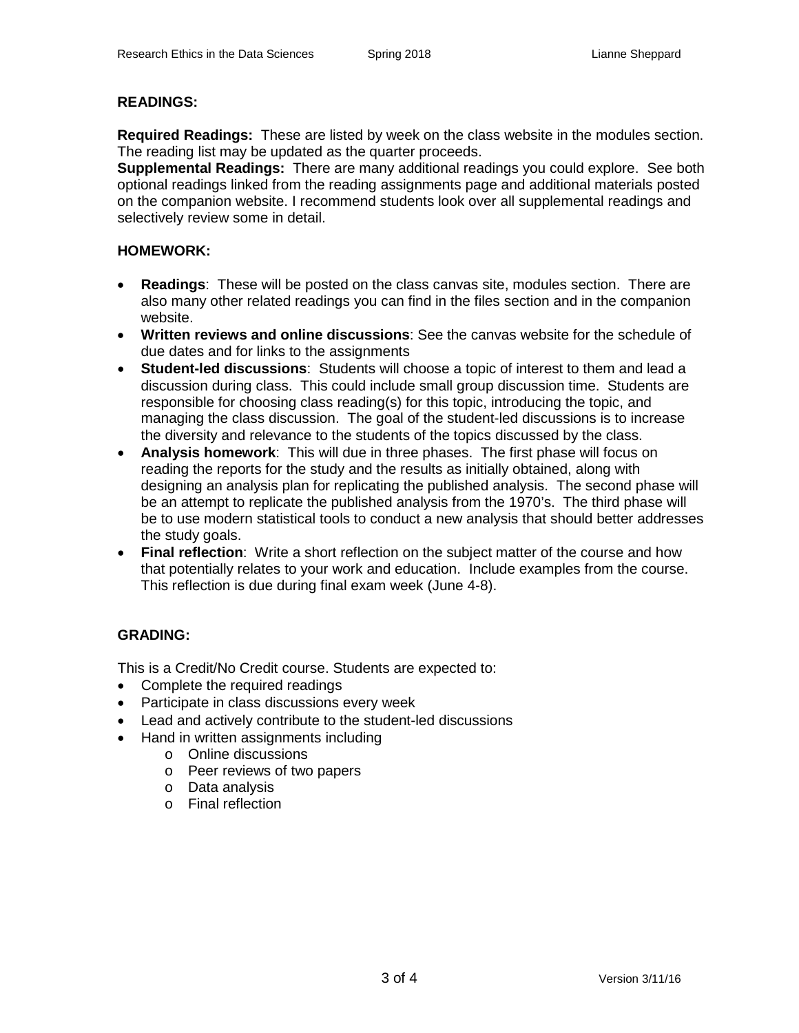**READINGS:**

**Required Readings:** These are listed by week on the class website in the modules section. The reading list may be updated as the quarter proceeds.
**Supplemental Readings:** There are many additional readings you could explore. See both optional readings linked from the reading assignments page and additional materials posted on the companion website. I recommend students look over all supplemental readings and selectively review some in detail.

**HOMEWORK:**

- **Readings**: These will be posted on the class canvas site, modules section. There are also many other related readings you can find in the files section and in the companion website.
- **Written reviews and online discussions**: See the canvas website for the schedule of due dates and for links to the assignments
- **Student-led discussions**: Students will choose a topic of interest to them and lead a discussion during class. This could include small group discussion time. Students are responsible for choosing class reading(s) for this topic, introducing the topic, and managing the class discussion. The goal of the student-led discussions is to increase the diversity and relevance to the students of the topics discussed by the class.
- **Analysis homework**: This will due in three phases. The first phase will focus on reading the reports for the study and the results as initially obtained, along with designing an analysis plan for replicating the published analysis. The second phase will be an attempt to replicate the published analysis from the 1970's. The third phase will be to use modern statistical tools to conduct a new analysis that should better addresses the study goals.
- **Final reflection**: Write a short reflection on the subject matter of the course and how that potentially relates to your work and education. Include examples from the course. This reflection is due during final exam week (June 4-8).

**GRADING:**

This is a Credit/No Credit course. Students are expected to:

- Complete the required readings
- Participate in class discussions every week
- Lead and actively contribute to the student-led discussions
- Hand in written assignments including
  - Online discussions
  - Peer reviews of two papers
  - Data analysis
  - Final reflection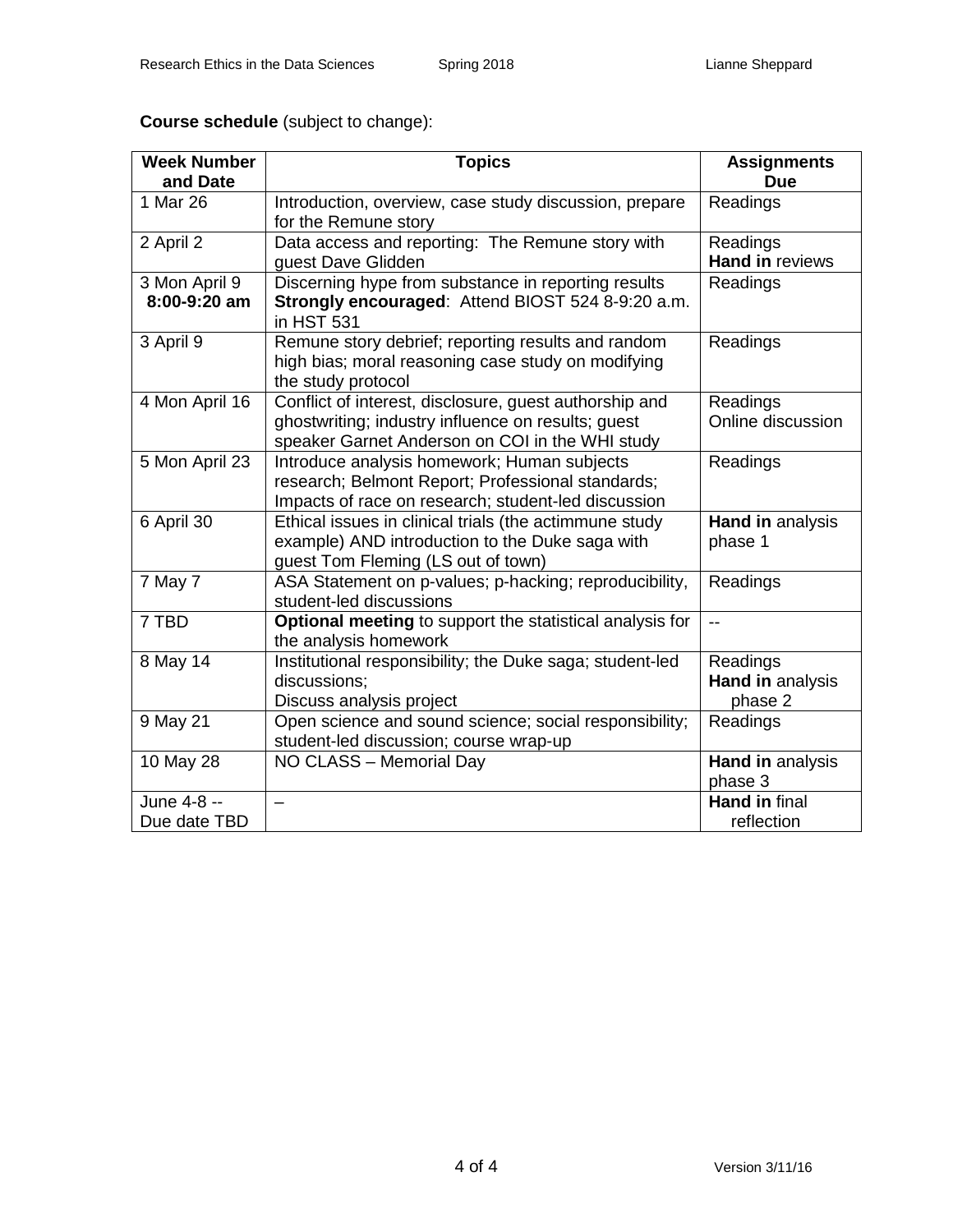**Course schedule** (subject to change):

| Week Number and Date | Topics | Assignments Due |
|---|---|---|
| 1 Mar 26 | Introduction, overview, case study discussion, prepare for the Remune story | Readings |
| 2 April 2 | Data access and reporting: The Remune story with guest Dave Glidden | Readings<br>**Hand in** reviews |
| 3 Mon April 9 **8:00-9:20 am** | Discerning hype from substance in reporting results **Strongly encouraged**: Attend BIOST 524 8-9:20 a.m. in HST 531 | Readings |
| 3 April 9 | Remune story debrief; reporting results and random high bias; moral reasoning case study on modifying the study protocol | Readings |
| 4 Mon April 16 | Conflict of interest, disclosure, guest authorship and ghostwriting; industry influence on results; guest speaker Garnet Anderson on COI in the WHI study | Readings<br>Online discussion |
| 5 Mon April 23 | Introduce analysis homework; Human subjects research; Belmont Report; Professional standards; Impacts of race on research; student-led discussion | Readings |
| 6 April 30 | Ethical issues in clinical trials (the actimmune study example) AND introduction to the Duke saga with guest Tom Fleming (LS out of town) | **Hand in** analysis phase 1 |
| 7 May 7 | ASA Statement on p-values; p-hacking; reproducibility, student-led discussions | Readings |
| 7 TBD | **Optional meeting** to support the statistical analysis for the analysis homework | -- |
| 8 May 14 | Institutional responsibility; the Duke saga; student-led discussions;<br>Discuss analysis project | Readings<br>**Hand in** analysis phase 2 |
| 9 May 21 | Open science and sound science; social responsibility; student-led discussion; course wrap-up | Readings |
| 10 May 28 | NO CLASS – Memorial Day | **Hand in** analysis phase 3 |
| June 4-8 -- Due date TBD | – | **Hand in** final reflection |